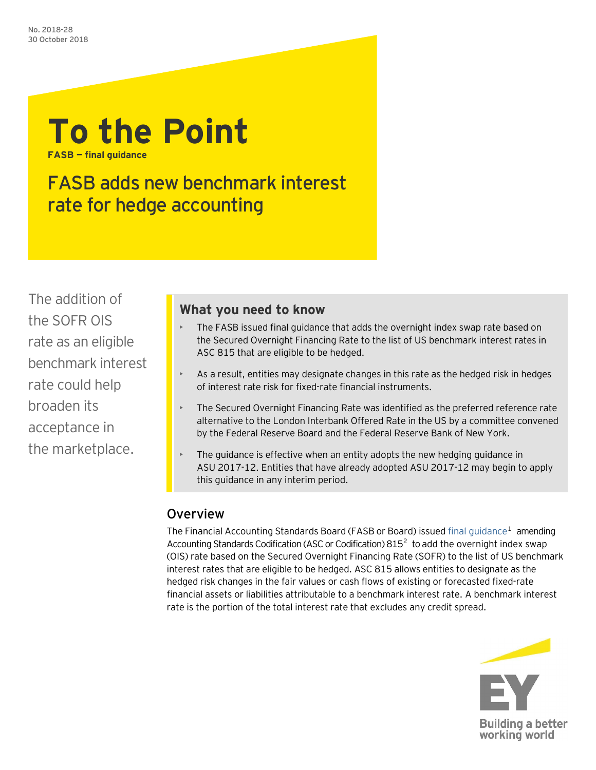No. 2018-28
30 October 2018

# To the Point

**FASB – final guidance**

## FASB adds new benchmark interest rate for hedge accounting

The addition of the SOFR OIS rate as an eligible benchmark interest rate could help broaden its acceptance in the marketplace.

### What you need to know

- The FASB issued final guidance that adds the overnight index swap rate based on the Secured Overnight Financing Rate to the list of US benchmark interest rates in ASC 815 that are eligible to be hedged.
- As a result, entities may designate changes in this rate as the hedged risk in hedges of interest rate risk for fixed-rate financial instruments.
- The Secured Overnight Financing Rate was identified as the preferred reference rate alternative to the London Interbank Offered Rate in the US by a committee convened by the Federal Reserve Board and the Federal Reserve Bank of New York.
- The guidance is effective when an entity adopts the new hedging guidance in ASU 2017-12. Entities that have already adopted ASU 2017-12 may begin to apply this guidance in any interim period.

## Overview

The Financial Accounting Standards Board (FASB or Board) issued final guidance[1] amending Accounting Standards Codification (ASC or Codification) 815[2] to add the overnight index swap (OIS) rate based on the Secured Overnight Financing Rate (SOFR) to the list of US benchmark interest rates that are eligible to be hedged. ASC 815 allows entities to designate as the hedged risk changes in the fair values or cash flows of existing or forecasted fixed-rate financial assets or liabilities attributable to a benchmark interest rate. A benchmark interest rate is the portion of the total interest rate that excludes any credit spread.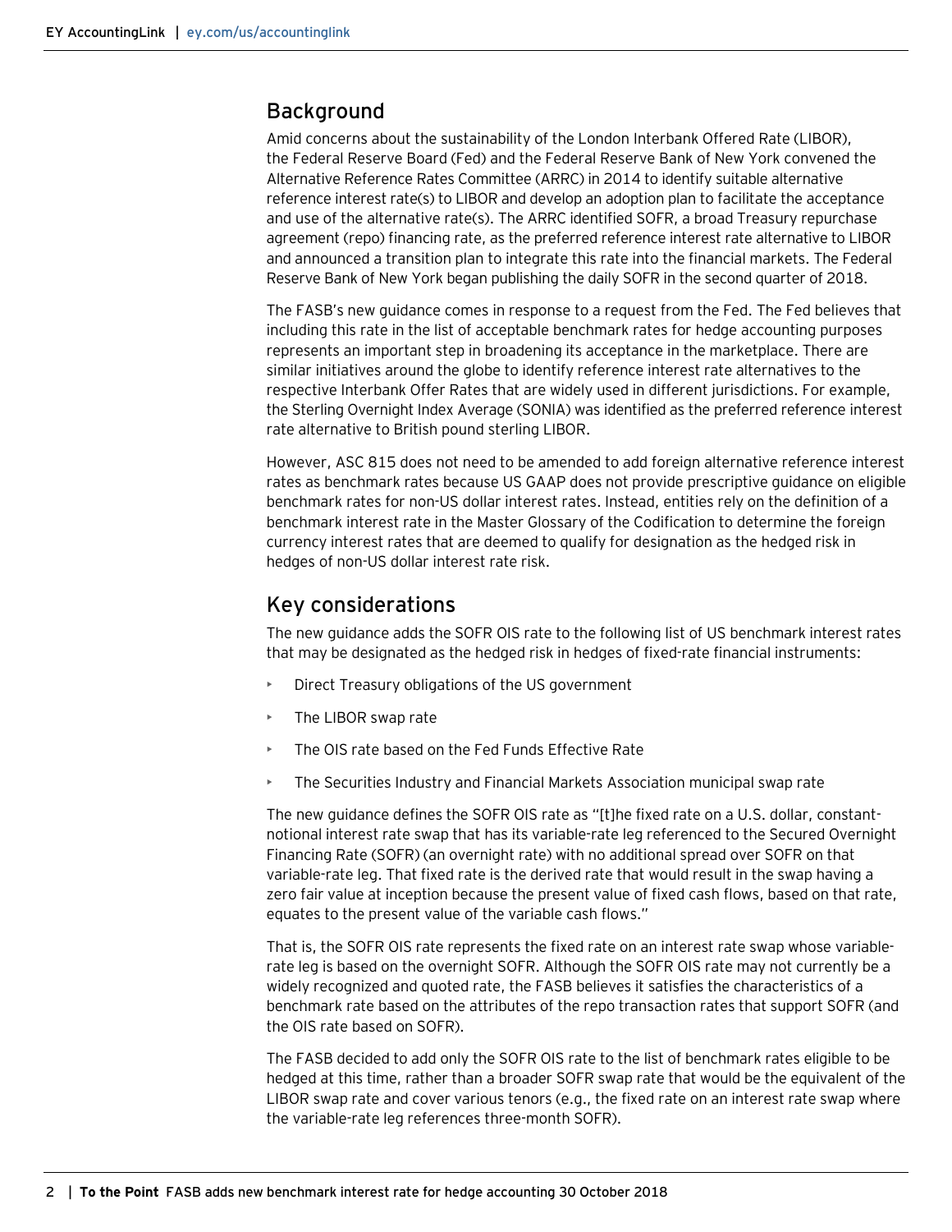## Background

Amid concerns about the sustainability of the London Interbank Offered Rate (LIBOR), the Federal Reserve Board (Fed) and the Federal Reserve Bank of New York convened the Alternative Reference Rates Committee (ARRC) in 2014 to identify suitable alternative reference interest rate(s) to LIBOR and develop an adoption plan to facilitate the acceptance and use of the alternative rate(s). The ARRC identified SOFR, a broad Treasury repurchase agreement (repo) financing rate, as the preferred reference interest rate alternative to LIBOR and announced a transition plan to integrate this rate into the financial markets. The Federal Reserve Bank of New York began publishing the daily SOFR in the second quarter of 2018.

The FASB's new guidance comes in response to a request from the Fed. The Fed believes that including this rate in the list of acceptable benchmark rates for hedge accounting purposes represents an important step in broadening its acceptance in the marketplace. There are similar initiatives around the globe to identify reference interest rate alternatives to the respective Interbank Offer Rates that are widely used in different jurisdictions. For example, the Sterling Overnight Index Average (SONIA) was identified as the preferred reference interest rate alternative to British pound sterling LIBOR.

However, ASC 815 does not need to be amended to add foreign alternative reference interest rates as benchmark rates because US GAAP does not provide prescriptive guidance on eligible benchmark rates for non-US dollar interest rates. Instead, entities rely on the definition of a benchmark interest rate in the Master Glossary of the Codification to determine the foreign currency interest rates that are deemed to qualify for designation as the hedged risk in hedges of non-US dollar interest rate risk.

## Key considerations

The new guidance adds the SOFR OIS rate to the following list of US benchmark interest rates that may be designated as the hedged risk in hedges of fixed-rate financial instruments:

- Direct Treasury obligations of the US government
- The LIBOR swap rate
- The OIS rate based on the Fed Funds Effective Rate
- The Securities Industry and Financial Markets Association municipal swap rate

The new guidance defines the SOFR OIS rate as "[t]he fixed rate on a U.S. dollar, constant-notional interest rate swap that has its variable-rate leg referenced to the Secured Overnight Financing Rate (SOFR) (an overnight rate) with no additional spread over SOFR on that variable-rate leg. That fixed rate is the derived rate that would result in the swap having a zero fair value at inception because the present value of fixed cash flows, based on that rate, equates to the present value of the variable cash flows."

That is, the SOFR OIS rate represents the fixed rate on an interest rate swap whose variable-rate leg is based on the overnight SOFR. Although the SOFR OIS rate may not currently be a widely recognized and quoted rate, the FASB believes it satisfies the characteristics of a benchmark rate based on the attributes of the repo transaction rates that support SOFR (and the OIS rate based on SOFR).

The FASB decided to add only the SOFR OIS rate to the list of benchmark rates eligible to be hedged at this time, rather than a broader SOFR swap rate that would be the equivalent of the LIBOR swap rate and cover various tenors (e.g., the fixed rate on an interest rate swap where the variable-rate leg references three-month SOFR).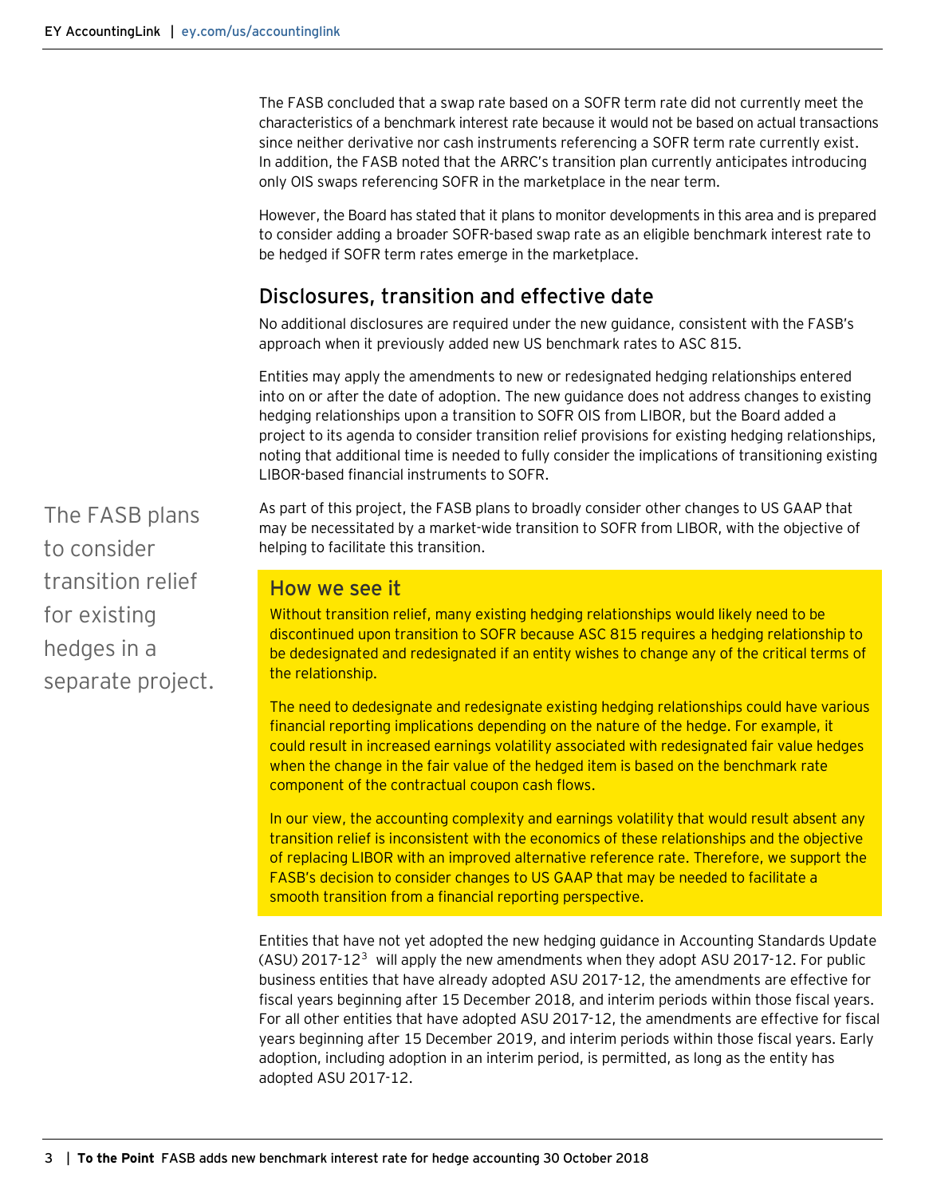The FASB concluded that a swap rate based on a SOFR term rate did not currently meet the characteristics of a benchmark interest rate because it would not be based on actual transactions since neither derivative nor cash instruments referencing a SOFR term rate currently exist. In addition, the FASB noted that the ARRC's transition plan currently anticipates introducing only OIS swaps referencing SOFR in the marketplace in the near term.

However, the Board has stated that it plans to monitor developments in this area and is prepared to consider adding a broader SOFR-based swap rate as an eligible benchmark interest rate to be hedged if SOFR term rates emerge in the marketplace.

## Disclosures, transition and effective date

No additional disclosures are required under the new guidance, consistent with the FASB's approach when it previously added new US benchmark rates to ASC 815.

Entities may apply the amendments to new or redesignated hedging relationships entered into on or after the date of adoption. The new guidance does not address changes to existing hedging relationships upon a transition to SOFR OIS from LIBOR, but the Board added a project to its agenda to consider transition relief provisions for existing hedging relationships, noting that additional time is needed to fully consider the implications of transitioning existing LIBOR-based financial instruments to SOFR.

The FASB plans to consider transition relief for existing hedges in a separate project.

As part of this project, the FASB plans to broadly consider other changes to US GAAP that may be necessitated by a market-wide transition to SOFR from LIBOR, with the objective of helping to facilitate this transition.

### How we see it

Without transition relief, many existing hedging relationships would likely need to be discontinued upon transition to SOFR because ASC 815 requires a hedging relationship to be dedesignated and redesignated if an entity wishes to change any of the critical terms of the relationship.

The need to dedesignate and redesignate existing hedging relationships could have various financial reporting implications depending on the nature of the hedge. For example, it could result in increased earnings volatility associated with redesignated fair value hedges when the change in the fair value of the hedged item is based on the benchmark rate component of the contractual coupon cash flows.

In our view, the accounting complexity and earnings volatility that would result absent any transition relief is inconsistent with the economics of these relationships and the objective of replacing LIBOR with an improved alternative reference rate. Therefore, we support the FASB's decision to consider changes to US GAAP that may be needed to facilitate a smooth transition from a financial reporting perspective.

Entities that have not yet adopted the new hedging guidance in Accounting Standards Update (ASU) 2017-12[3] will apply the new amendments when they adopt ASU 2017-12. For public business entities that have already adopted ASU 2017-12, the amendments are effective for fiscal years beginning after 15 December 2018, and interim periods within those fiscal years. For all other entities that have adopted ASU 2017-12, the amendments are effective for fiscal years beginning after 15 December 2019, and interim periods within those fiscal years. Early adoption, including adoption in an interim period, is permitted, as long as the entity has adopted ASU 2017-12.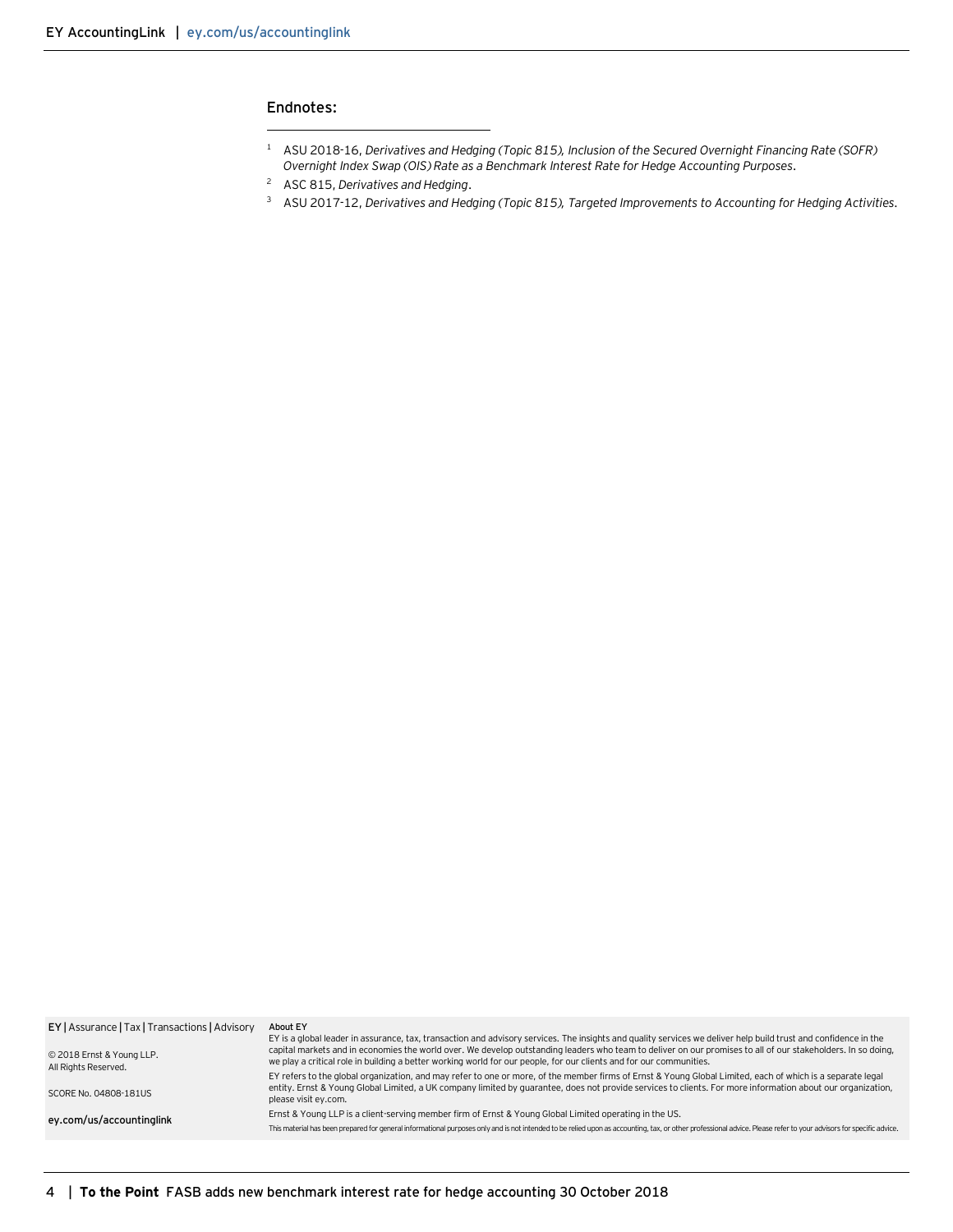## Endnotes:

[1] ASU 2018-16, *Derivatives and Hedging (Topic 815), Inclusion of the Secured Overnight Financing Rate (SOFR) Overnight Index Swap (OIS) Rate as a Benchmark Interest Rate for Hedge Accounting Purposes*.

[2] ASC 815, *Derivatives and Hedging*.

[3] ASU 2017-12, *Derivatives and Hedging (Topic 815), Targeted Improvements to Accounting for Hedging Activities.*

EY | Assurance | Tax | Transactions | Advisory

© 2018 Ernst & Young LLP.
All Rights Reserved.

SCORE No. 04808-181US

ey.com/us/accountinglink

**About EY**

EY is a global leader in assurance, tax, transaction and advisory services. The insights and quality services we deliver help build trust and confidence in the capital markets and in economies the world over. We develop outstanding leaders who team to deliver on our promises to all of our stakeholders. In so doing, we play a critical role in building a better working world for our people, for our clients and for our communities.

EY refers to the global organization, and may refer to one or more, of the member firms of Ernst & Young Global Limited, each of which is a separate legal entity. Ernst & Young Global Limited, a UK company limited by guarantee, does not provide services to clients. For more information about our organization, please visit ey.com.

Ernst & Young LLP is a client-serving member firm of Ernst & Young Global Limited operating in the US.

This material has been prepared for general informational purposes only and is not intended to be relied upon as accounting, tax, or other professional advice. Please refer to your advisors for specific advice.